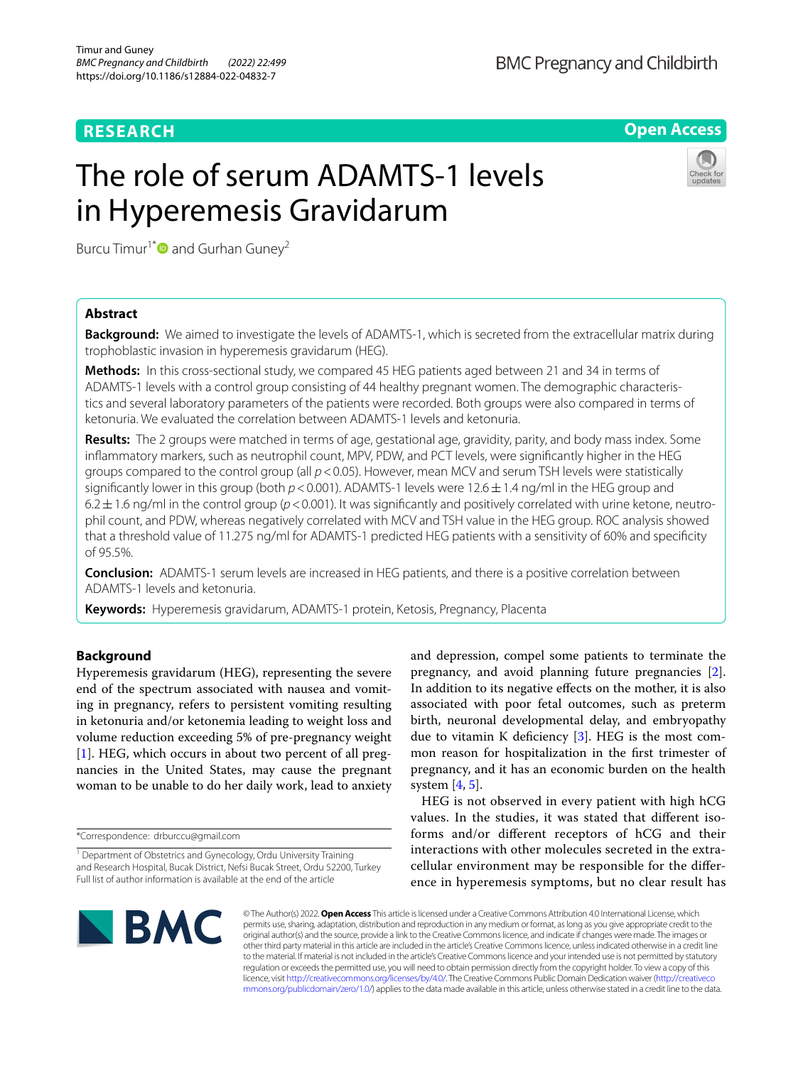RESEARCH

Open Access

# The role of serum ADAMTS-1 levels in Hyperemesis Gravidarum

Burcu Timur[1*] and Gurhan Guney[2]

## Abstract

**Background:** We aimed to investigate the levels of ADAMTS-1, which is secreted from the extracellular matrix during trophoblastic invasion in hyperemesis gravidarum (HEG).

**Methods:** In this cross-sectional study, we compared 45 HEG patients aged between 21 and 34 in terms of ADAMTS-1 levels with a control group consisting of 44 healthy pregnant women. The demographic characteristics and several laboratory parameters of the patients were recorded. Both groups were also compared in terms of ketonuria. We evaluated the correlation between ADAMTS-1 levels and ketonuria.

**Results:** The 2 groups were matched in terms of age, gestational age, gravidity, parity, and body mass index. Some inflammatory markers, such as neutrophil count, MPV, PDW, and PCT levels, were significantly higher in the HEG groups compared to the control group (all $p<0.05$). However, mean MCV and serum TSH levels were statistically significantly lower in this group (both $p<0.001$). ADAMTS-1 levels were $12.6\pm1.4$ ng/ml in the HEG group and $6.2\pm1.6$ ng/ml in the control group ($p<0.001$). It was significantly and positively correlated with urine ketone, neutrophil count, and PDW, whereas negatively correlated with MCV and TSH value in the HEG group. ROC analysis showed that a threshold value of 11.275 ng/ml for ADAMTS-1 predicted HEG patients with a sensitivity of 60% and specificity of 95.5%.

**Conclusion:** ADAMTS-1 serum levels are increased in HEG patients, and there is a positive correlation between ADAMTS-1 levels and ketonuria.

**Keywords:** Hyperemesis gravidarum, ADAMTS-1 protein, Ketosis, Pregnancy, Placenta

## Background

Hyperemesis gravidarum (HEG), representing the severe end of the spectrum associated with nausea and vomiting in pregnancy, refers to persistent vomiting resulting in ketonuria and/or ketonemia leading to weight loss and volume reduction exceeding 5% of pre-pregnancy weight [1]. HEG, which occurs in about two percent of all pregnancies in the United States, may cause the pregnant woman to be unable to do her daily work, lead to anxiety and depression, compel some patients to terminate the pregnancy, and avoid planning future pregnancies [2]. In addition to its negative effects on the mother, it is also associated with poor fetal outcomes, such as preterm birth, neuronal developmental delay, and embryopathy due to vitamin K deficiency [3]. HEG is the most common reason for hospitalization in the first trimester of pregnancy, and it has an economic burden on the health system [4, 5].

HEG is not observed in every patient with high hCG values. In the studies, it was stated that different isoforms and/or different receptors of hCG and their interactions with other molecules secreted in the extracellular environment may be responsible for the difference in hyperemesis symptoms, but no clear result has

*Correspondence: drburccu@gmail.com

[1] Department of Obstetrics and Gynecology, Ordu University Training and Research Hospital, Bucak District, Nefsi Bucak Street, Ordu 52200, Turkey
Full list of author information is available at the end of the article

© The Author(s) 2022. **Open Access** This article is licensed under a Creative Commons Attribution 4.0 International License, which permits use, sharing, adaptation, distribution and reproduction in any medium or format, as long as you give appropriate credit to the original author(s) and the source, provide a link to the Creative Commons licence, and indicate if changes were made. The images or other third party material in this article are included in the article's Creative Commons licence, unless indicated otherwise in a credit line to the material. If material is not included in the article's Creative Commons licence and your intended use is not permitted by statutory regulation or exceeds the permitted use, you will need to obtain permission directly from the copyright holder. To view a copy of this licence, visit http://creativecommons.org/licenses/by/4.0/. The Creative Commons Public Domain Dedication waiver (http://creativecommons.org/publicdomain/zero/1.0/) applies to the data made available in this article, unless otherwise stated in a credit line to the data.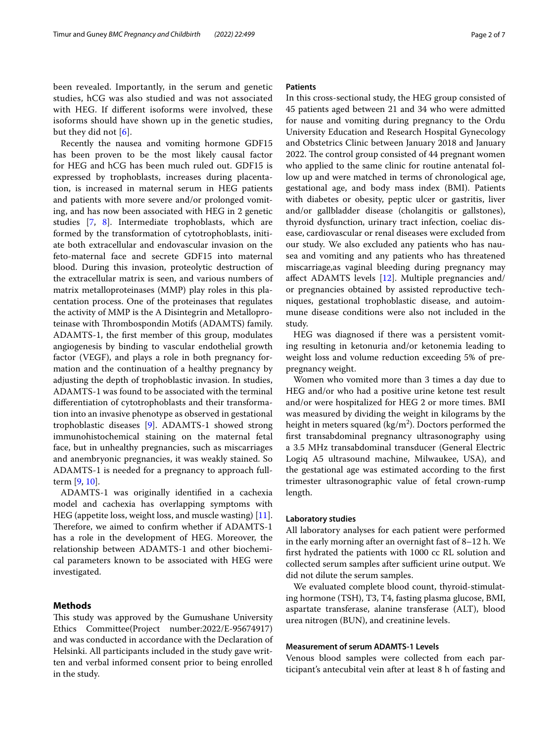been revealed. Importantly, in the serum and genetic studies, hCG was also studied and was not associated with HEG. If different isoforms were involved, these isoforms should have shown up in the genetic studies, but they did not [6].

Recently the nausea and vomiting hormone GDF15 has been proven to be the most likely causal factor for HEG and hCG has been much ruled out. GDF15 is expressed by trophoblasts, increases during placentation, is increased in maternal serum in HEG patients and patients with more severe and/or prolonged vomiting, and has now been associated with HEG in 2 genetic studies [7, 8]. Intermediate trophoblasts, which are formed by the transformation of cytotrophoblasts, initiate both extracellular and endovascular invasion on the feto-maternal face and secrete GDF15 into maternal blood. During this invasion, proteolytic destruction of the extracellular matrix is seen, and various numbers of matrix metalloproteinases (MMP) play roles in this placentation process. One of the proteinases that regulates the activity of MMP is the A Disintegrin and Metalloproteinase with Thrombospondin Motifs (ADAMTS) family. ADAMTS-1, the first member of this group, modulates angiogenesis by binding to vascular endothelial growth factor (VEGF), and plays a role in both pregnancy formation and the continuation of a healthy pregnancy by adjusting the depth of trophoblastic invasion. In studies, ADAMTS-1 was found to be associated with the terminal differentiation of cytotrophoblasts and their transformation into an invasive phenotype as observed in gestational trophoblastic diseases [9]. ADAMTS-1 showed strong immunohistochemical staining on the maternal fetal face, but in unhealthy pregnancies, such as miscarriages and anembryonic pregnancies, it was weakly stained. So ADAMTS-1 is needed for a pregnancy to approach full-term [9, 10].

ADAMTS-1 was originally identified in a cachexia model and cachexia has overlapping symptoms with HEG (appetite loss, weight loss, and muscle wasting) [11]. Therefore, we aimed to confirm whether if ADAMTS-1 has a role in the development of HEG. Moreover, the relationship between ADAMTS-1 and other biochemical parameters known to be associated with HEG were investigated.

## Methods

This study was approved by the Gumushane University Ethics Committee(Project number:2022/E-95674917) and was conducted in accordance with the Declaration of Helsinki. All participants included in the study gave written and verbal informed consent prior to being enrolled in the study.

### Patients

In this cross-sectional study, the HEG group consisted of 45 patients aged between 21 and 34 who were admitted for nause and vomiting during pregnancy to the Ordu University Education and Research Hospital Gynecology and Obstetrics Clinic between January 2018 and January 2022. The control group consisted of 44 pregnant women who applied to the same clinic for routine antenatal follow up and were matched in terms of chronological age, gestational age, and body mass index (BMI). Patients with diabetes or obesity, peptic ulcer or gastritis, liver and/or gallbladder disease (cholangitis or gallstones), thyroid dysfunction, urinary tract infection, coeliac disease, cardiovascular or renal diseases were excluded from our study. We also excluded any patients who has nausea and vomiting and any patients who has threatened miscarriage,as vaginal bleeding during pregnancy may affect ADAMTS levels [12]. Multiple pregnancies and/or pregnancies obtained by assisted reproductive techniques, gestational trophoblastic disease, and autoimmune disease conditions were also not included in the study.

HEG was diagnosed if there was a persistent vomiting resulting in ketonuria and/or ketonemia leading to weight loss and volume reduction exceeding 5% of prepregnancy weight.

Women who vomited more than 3 times a day due to HEG and/or who had a positive urine ketone test result and/or were hospitalized for HEG 2 or more times. BMI was measured by dividing the weight in kilograms by the height in meters squared (kg/m$^2$). Doctors performed the first transabdominal pregnancy ultrasonography using a 3.5 MHz transabdominal transducer (General Electric Logiq A5 ultrasound machine, Milwaukee, USA), and the gestational age was estimated according to the first trimester ultrasonographic value of fetal crown-rump length.

### Laboratory studies

All laboratory analyses for each patient were performed in the early morning after an overnight fast of 8–12 h. We first hydrated the patients with 1000 cc RL solution and collected serum samples after sufficient urine output. We did not dilute the serum samples.

We evaluated complete blood count, thyroid-stimulating hormone (TSH), T3, T4, fasting plasma glucose, BMI, aspartate transferase, alanine transferase (ALT), blood urea nitrogen (BUN), and creatinine levels.

### Measurement of serum ADAMTS-1 Levels

Venous blood samples were collected from each participant's antecubital vein after at least 8 h of fasting and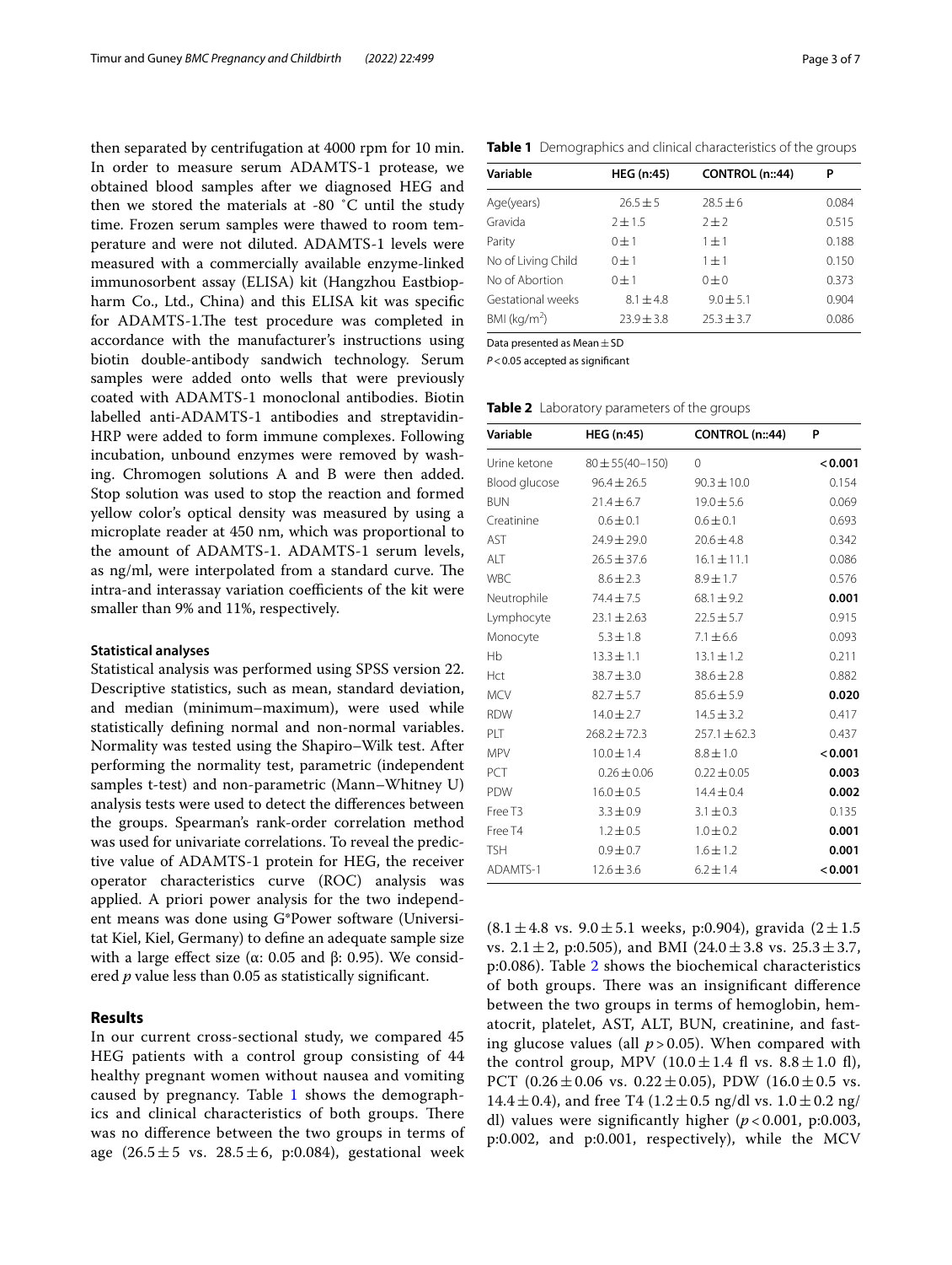then separated by centrifugation at 4000 rpm for 10 min. In order to measure serum ADAMTS-1 protease, we obtained blood samples after we diagnosed HEG and then we stored the materials at -80 ˚C until the study time. Frozen serum samples were thawed to room temperature and were not diluted. ADAMTS-1 levels were measured with a commercially available enzyme-linked immunosorbent assay (ELISA) kit (Hangzhou Eastbiopharm Co., Ltd., China) and this ELISA kit was specific for ADAMTS-1.The test procedure was completed in accordance with the manufacturer's instructions using biotin double-antibody sandwich technology. Serum samples were added onto wells that were previously coated with ADAMTS-1 monoclonal antibodies. Biotin labelled anti-ADAMTS-1 antibodies and streptavidin-HRP were added to form immune complexes. Following incubation, unbound enzymes were removed by washing. Chromogen solutions A and B were then added. Stop solution was used to stop the reaction and formed yellow color's optical density was measured by using a microplate reader at 450 nm, which was proportional to the amount of ADAMTS-1. ADAMTS-1 serum levels, as ng/ml, were interpolated from a standard curve. The intra-and interassay variation coefficients of the kit were smaller than 9% and 11%, respectively.

### Statistical analyses

Statistical analysis was performed using SPSS version 22. Descriptive statistics, such as mean, standard deviation, and median (minimum–maximum), were used while statistically defining normal and non-normal variables. Normality was tested using the Shapiro–Wilk test. After performing the normality test, parametric (independent samples t-test) and non-parametric (Mann–Whitney U) analysis tests were used to detect the differences between the groups. Spearman's rank-order correlation method was used for univariate correlations. To reveal the predictive value of ADAMTS-1 protein for HEG, the receiver operator characteristics curve (ROC) analysis was applied. A priori power analysis for the two independent means was done using G*Power software (Universitat Kiel, Kiel, Germany) to define an adequate sample size with a large effect size (α: 0.05 and β: 0.95). We considered *p* value less than 0.05 as statistically significant.

## Results

In our current cross-sectional study, we compared 45 HEG patients with a control group consisting of 44 healthy pregnant women without nausea and vomiting caused by pregnancy. Table 1 shows the demographics and clinical characteristics of both groups. There was no difference between the two groups in terms of age (26.5 ± 5 vs. 28.5 ± 6, p:0.084), gestational week (8.1 ± 4.8 vs. 9.0 ± 5.1 weeks, p:0.904), gravida (2 ± 1.5 vs. 2.1 ± 2, p:0.505), and BMI (24.0 ± 3.8 vs. 25.3 ± 3.7, p:0.086). Table 2 shows the biochemical characteristics of both groups. There was an insignificant difference between the two groups in terms of hemoglobin, hematocrit, platelet, AST, ALT, BUN, creatinine, and fasting glucose values (all $p > 0.05$). When compared with the control group, MPV (10.0 ± 1.4 fl vs. 8.8 ± 1.0 fl), PCT (0.26 ± 0.06 vs. 0.22 ± 0.05), PDW (16.0 ± 0.5 vs. 14.4 ± 0.4), and free T4 (1.2 ± 0.5 ng/dl vs. 1.0 ± 0.2 ng/dl) values were significantly higher ($p < 0.001$, p:0.003, p:0.002, and p:0.001, respectively), while the MCV

**Table 1** Demographics and clinical characteristics of the groups

| Variable | HEG (n:45) | CONTROL (n::44) | P |
|---|---|---|---|
| Age(years) | 26.5 ± 5 | 28.5 ± 6 | 0.084 |
| Gravida | 2 ± 1.5 | 2 ± 2 | 0.515 |
| Parity | 0 ± 1 | 1 ± 1 | 0.188 |
| No of Living Child | 0 ± 1 | 1 ± 1 | 0.150 |
| No of Abortion | 0 ± 1 | 0 ± 0 | 0.373 |
| Gestational weeks | 8.1 ± 4.8 | 9.0 ± 5.1 | 0.904 |
| BMI (kg/m$^2$) | 23.9 ± 3.8 | 25.3 ± 3.7 | 0.086 |

Data presented as Mean ± SD

*P* < 0.05 accepted as significant

**Table 2** Laboratory parameters of the groups

| Variable | HEG (n:45) | CONTROL (n::44) | P |
|---|---|---|---|
| Urine ketone | 80 ± 55(40–150) | 0 | **< 0.001** |
| Blood glucose | 96.4 ± 26.5 | 90.3 ± 10.0 | 0.154 |
| BUN | 21.4 ± 6.7 | 19.0 ± 5.6 | 0.069 |
| Creatinine | 0.6 ± 0.1 | 0.6 ± 0.1 | 0.693 |
| AST | 24.9 ± 29.0 | 20.6 ± 4.8 | 0.342 |
| ALT | 26.5 ± 37.6 | 16.1 ± 11.1 | 0.086 |
| WBC | 8.6 ± 2.3 | 8.9 ± 1.7 | 0.576 |
| Neutrophile | 74.4 ± 7.5 | 68.1 ± 9.2 | **0.001** |
| Lymphocyte | 23.1 ± 2.63 | 22.5 ± 5.7 | 0.915 |
| Monocyte | 5.3 ± 1.8 | 7.1 ± 6.6 | 0.093 |
| Hb | 13.3 ± 1.1 | 13.1 ± 1.2 | 0.211 |
| Hct | 38.7 ± 3.0 | 38.6 ± 2.8 | 0.882 |
| MCV | 82.7 ± 5.7 | 85.6 ± 5.9 | **0.020** |
| RDW | 14.0 ± 2.7 | 14.5 ± 3.2 | 0.417 |
| PLT | 268.2 ± 72.3 | 257.1 ± 62.3 | 0.437 |
| MPV | 10.0 ± 1.4 | 8.8 ± 1.0 | **< 0.001** |
| PCT | 0.26 ± 0.06 | 0.22 ± 0.05 | **0.003** |
| PDW | 16.0 ± 0.5 | 14.4 ± 0.4 | **0.002** |
| Free T3 | 3.3 ± 0.9 | 3.1 ± 0.3 | 0.135 |
| Free T4 | 1.2 ± 0.5 | 1.0 ± 0.2 | **0.001** |
| TSH | 0.9 ± 0.7 | 1.6 ± 1.2 | **0.001** |
| ADAMTS-1 | 12.6 ± 3.6 | 6.2 ± 1.4 | **< 0.001** |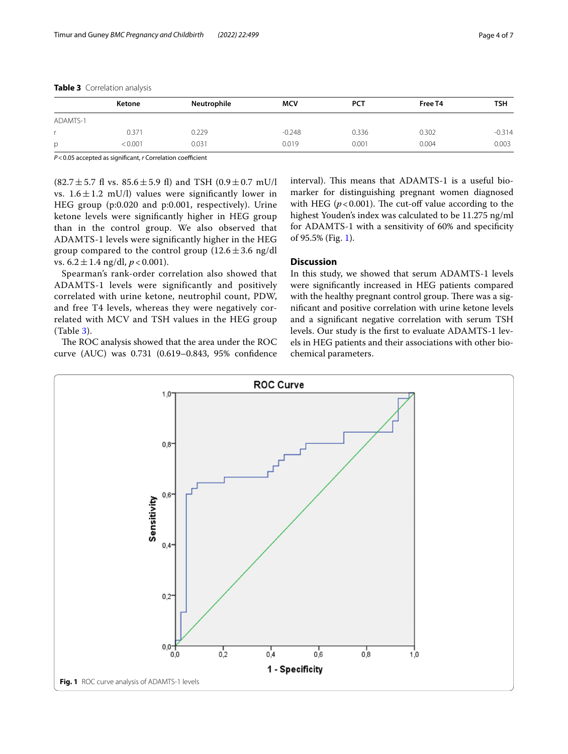**Table 3** Correlation analysis

| | Ketone | Neutrophile | MCV | PCT | Free T4 | TSH |
|---|---|---|---|---|---|---|
| ADAMTS-1 | | | | | | |
| r | 0.371 | 0.229 | -0.248 | 0.336 | 0.302 | -0.314 |
| p | < 0.001 | 0.031 | 0.019 | 0.001 | 0.004 | 0.003 |

*P* < 0.05 accepted as significant, *r* Correlation coefficient

(82.7 ± 5.7 fl vs. 85.6 ± 5.9 fl) and TSH (0.9 ± 0.7 mU/l vs. 1.6 ± 1.2 mU/l) values were significantly lower in HEG group (p:0.020 and p:0.001, respectively). Urine ketone levels were significantly higher in HEG group than in the control group. We also observed that ADAMTS-1 levels were significantly higher in the HEG group compared to the control group (12.6 ± 3.6 ng/dl vs. 6.2 ± 1.4 ng/dl, $p < 0.001$).

Spearman's rank-order correlation also showed that ADAMTS-1 levels were significantly and positively correlated with urine ketone, neutrophil count, PDW, and free T4 levels, whereas they were negatively correlated with MCV and TSH values in the HEG group (Table 3).

The ROC analysis showed that the area under the ROC curve (AUC) was 0.731 (0.619–0.843, 95% confidence interval). This means that ADAMTS-1 is a useful biomarker for distinguishing pregnant women diagnosed with HEG ($p < 0.001$). The cut-off value according to the highest Youden's index was calculated to be 11.275 ng/ml for ADAMTS-1 with a sensitivity of 60% and specificity of 95.5% (Fig. 1).

## Discussion

In this study, we showed that serum ADAMTS-1 levels were significantly increased in HEG patients compared with the healthy pregnant control group. There was a significant and positive correlation with urine ketone levels and a significant negative correlation with serum TSH levels. Our study is the first to evaluate ADAMTS-1 levels in HEG patients and their associations with other biochemical parameters.

**Fig. 1** ROC curve analysis of ADAMTS-1 levels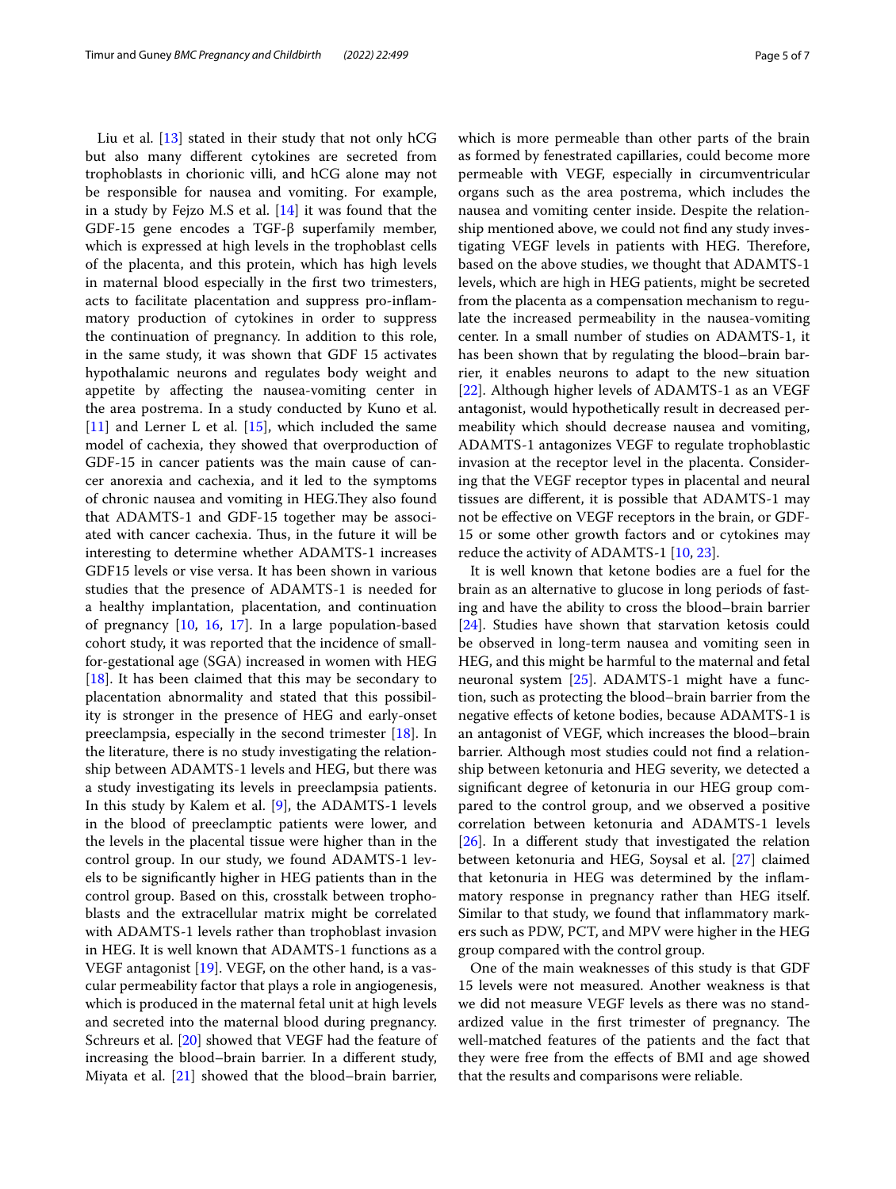Liu et al. [13] stated in their study that not only hCG but also many different cytokines are secreted from trophoblasts in chorionic villi, and hCG alone may not be responsible for nausea and vomiting. For example, in a study by Fejzo M.S et al. [14] it was found that the GDF-15 gene encodes a TGF-β superfamily member, which is expressed at high levels in the trophoblast cells of the placenta, and this protein, which has high levels in maternal blood especially in the first two trimesters, acts to facilitate placentation and suppress pro-inflammatory production of cytokines in order to suppress the continuation of pregnancy. In addition to this role, in the same study, it was shown that GDF 15 activates hypothalamic neurons and regulates body weight and appetite by affecting the nausea-vomiting center in the area postrema. In a study conducted by Kuno et al. [11] and Lerner L et al. [15], which included the same model of cachexia, they showed that overproduction of GDF-15 in cancer patients was the main cause of cancer anorexia and cachexia, and it led to the symptoms of chronic nausea and vomiting in HEG.They also found that ADAMTS-1 and GDF-15 together may be associated with cancer cachexia. Thus, in the future it will be interesting to determine whether ADAMTS-1 increases GDF15 levels or vise versa. It has been shown in various studies that the presence of ADAMTS-1 is needed for a healthy implantation, placentation, and continuation of pregnancy [10, 16, 17]. In a large population-based cohort study, it was reported that the incidence of small-for-gestational age (SGA) increased in women with HEG [18]. It has been claimed that this may be secondary to placentation abnormality and stated that this possibility is stronger in the presence of HEG and early-onset preeclampsia, especially in the second trimester [18]. In the literature, there is no study investigating the relationship between ADAMTS-1 levels and HEG, but there was a study investigating its levels in preeclampsia patients. In this study by Kalem et al. [9], the ADAMTS-1 levels in the blood of preeclamptic patients were lower, and the levels in the placental tissue were higher than in the control group. In our study, we found ADAMTS-1 levels to be significantly higher in HEG patients than in the control group. Based on this, crosstalk between trophoblasts and the extracellular matrix might be correlated with ADAMTS-1 levels rather than trophoblast invasion in HEG. It is well known that ADAMTS-1 functions as a VEGF antagonist [19]. VEGF, on the other hand, is a vascular permeability factor that plays a role in angiogenesis, which is produced in the maternal fetal unit at high levels and secreted into the maternal blood during pregnancy. Schreurs et al. [20] showed that VEGF had the feature of increasing the blood–brain barrier. In a different study, Miyata et al. [21] showed that the blood–brain barrier, which is more permeable than other parts of the brain as formed by fenestrated capillaries, could become more permeable with VEGF, especially in circumventricular organs such as the area postrema, which includes the nausea and vomiting center inside. Despite the relationship mentioned above, we could not find any study investigating VEGF levels in patients with HEG. Therefore, based on the above studies, we thought that ADAMTS-1 levels, which are high in HEG patients, might be secreted from the placenta as a compensation mechanism to regulate the increased permeability in the nausea-vomiting center. In a small number of studies on ADAMTS-1, it has been shown that by regulating the blood–brain barrier, it enables neurons to adapt to the new situation [22]. Although higher levels of ADAMTS-1 as an VEGF antagonist, would hypothetically result in decreased permeability which should decrease nausea and vomiting, ADAMTS-1 antagonizes VEGF to regulate trophoblastic invasion at the receptor level in the placenta. Considering that the VEGF receptor types in placental and neural tissues are different, it is possible that ADAMTS-1 may not be effective on VEGF receptors in the brain, or GDF-15 or some other growth factors and or cytokines may reduce the activity of ADAMTS-1 [10, 23].

It is well known that ketone bodies are a fuel for the brain as an alternative to glucose in long periods of fasting and have the ability to cross the blood–brain barrier [24]. Studies have shown that starvation ketosis could be observed in long-term nausea and vomiting seen in HEG, and this might be harmful to the maternal and fetal neuronal system [25]. ADAMTS-1 might have a function, such as protecting the blood–brain barrier from the negative effects of ketone bodies, because ADAMTS-1 is an antagonist of VEGF, which increases the blood–brain barrier. Although most studies could not find a relationship between ketonuria and HEG severity, we detected a significant degree of ketonuria in our HEG group compared to the control group, and we observed a positive correlation between ketonuria and ADAMTS-1 levels [26]. In a different study that investigated the relation between ketonuria and HEG, Soysal et al. [27] claimed that ketonuria in HEG was determined by the inflammatory response in pregnancy rather than HEG itself. Similar to that study, we found that inflammatory markers such as PDW, PCT, and MPV were higher in the HEG group compared with the control group.

One of the main weaknesses of this study is that GDF 15 levels were not measured. Another weakness is that we did not measure VEGF levels as there was no standardized value in the first trimester of pregnancy. The well-matched features of the patients and the fact that they were free from the effects of BMI and age showed that the results and comparisons were reliable.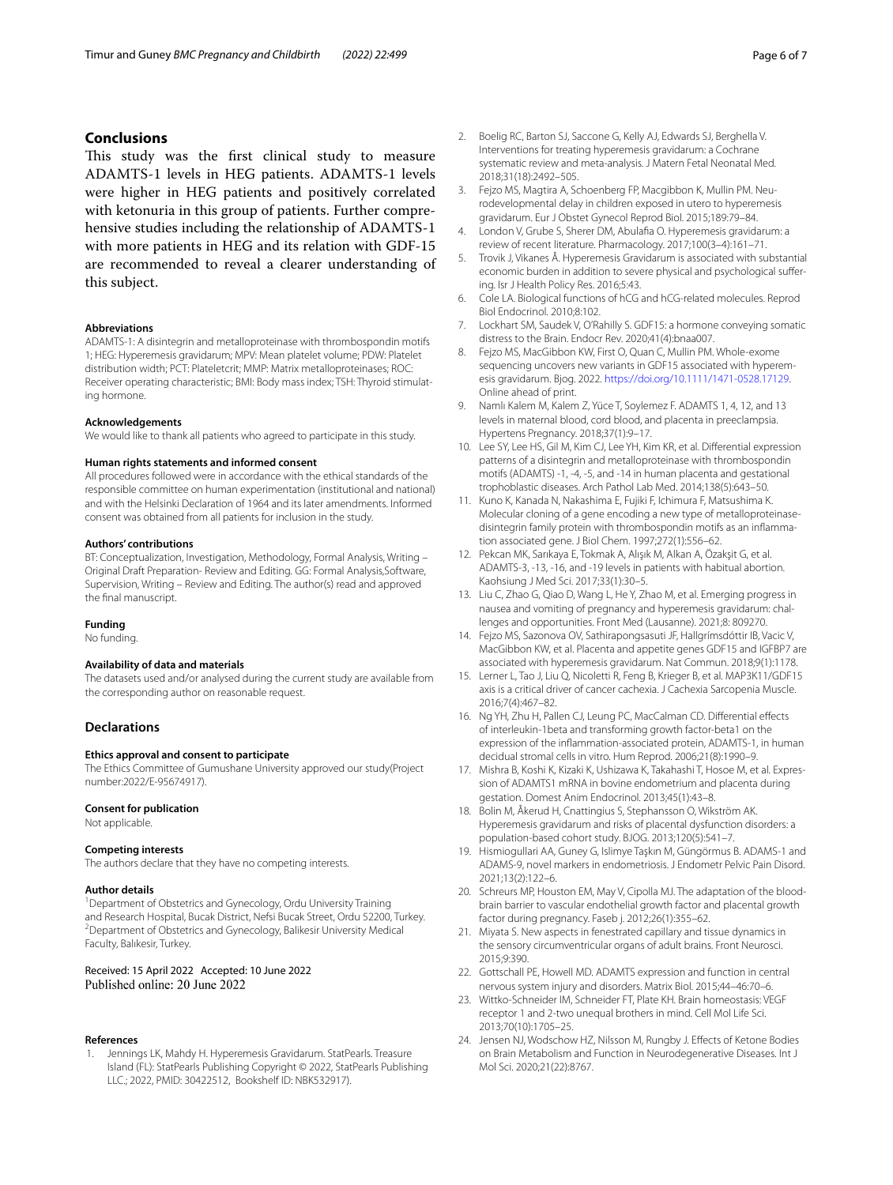## Conclusions

This study was the first clinical study to measure ADAMTS-1 levels in HEG patients. ADAMTS-1 levels were higher in HEG patients and positively correlated with ketonuria in this group of patients. Further comprehensive studies including the relationship of ADAMTS-1 with more patients in HEG and its relation with GDF-15 are recommended to reveal a clearer understanding of this subject.

#### Abbreviations

ADAMTS-1: A disintegrin and metalloproteinase with thrombospondin motifs 1; HEG: Hyperemesis gravidarum; MPV: Mean platelet volume; PDW: Platelet distribution width; PCT: Plateletcrit; MMP: Matrix metalloproteinases; ROC: Receiver operating characteristic; BMI: Body mass index; TSH: Thyroid stimulating hormone.

#### Acknowledgements

We would like to thank all patients who agreed to participate in this study.

#### Human rights statements and informed consent

All procedures followed were in accordance with the ethical standards of the responsible committee on human experimentation (institutional and national) and with the Helsinki Declaration of 1964 and its later amendments. Informed consent was obtained from all patients for inclusion in the study.

#### Authors' contributions

BT: Conceptualization, Investigation, Methodology, Formal Analysis, Writing – Original Draft Preparation- Review and Editing. GG: Formal Analysis,Software, Supervision, Writing – Review and Editing. The author(s) read and approved the final manuscript.

#### Funding

No funding.

#### Availability of data and materials

The datasets used and/or analysed during the current study are available from the corresponding author on reasonable request.

## Declarations

#### Ethics approval and consent to participate

The Ethics Committee of Gumushane University approved our study(Project number:2022/E-95674917).

#### Consent for publication

Not applicable.

#### Competing interests

The authors declare that they have no competing interests.

#### Author details

[1]Department of Obstetrics and Gynecology, Ordu University Training and Research Hospital, Bucak District, Nefsi Bucak Street, Ordu 52200, Turkey. [2]Department of Obstetrics and Gynecology, Balikesir University Medical Faculty, Balıkesir, Turkey.

Received: 15 April 2022 Accepted: 10 June 2022
Published online: 20 June 2022

#### References

1. Jennings LK, Mahdy H. Hyperemesis Gravidarum. StatPearls. Treasure Island (FL): StatPearls Publishing Copyright © 2022, StatPearls Publishing LLC.; 2022, PMID: 30422512, Bookshelf ID: NBK532917).
2. Boelig RC, Barton SJ, Saccone G, Kelly AJ, Edwards SJ, Berghella V. Interventions for treating hyperemesis gravidarum: a Cochrane systematic review and meta-analysis. J Matern Fetal Neonatal Med. 2018;31(18):2492–505.
3. Fejzo MS, Magtira A, Schoenberg FP, Macgibbon K, Mullin PM. Neurodevelopmental delay in children exposed in utero to hyperemesis gravidarum. Eur J Obstet Gynecol Reprod Biol. 2015;189:79–84.
4. London V, Grube S, Sherer DM, Abulafia O. Hyperemesis gravidarum: a review of recent literature. Pharmacology. 2017;100(3–4):161–71.
5. Trovik J, Vikanes Å. Hyperemesis Gravidarum is associated with substantial economic burden in addition to severe physical and psychological suffering. Isr J Health Policy Res. 2016;5:43.
6. Cole LA. Biological functions of hCG and hCG-related molecules. Reprod Biol Endocrinol. 2010;8:102.
7. Lockhart SM, Saudek V, O'Rahilly S. GDF15: a hormone conveying somatic distress to the Brain. Endocr Rev. 2020;41(4):bnaa007.
8. Fejzo MS, MacGibbon KW, First O, Quan C, Mullin PM. Whole-exome sequencing uncovers new variants in GDF15 associated with hyperemesis gravidarum. Bjog. 2022. https://doi.org/10.1111/1471-0528.17129. Online ahead of print.
9. Namlı Kalem M, Kalem Z, Yüce T, Soylemez F. ADAMTS 1, 4, 12, and 13 levels in maternal blood, cord blood, and placenta in preeclampsia. Hypertens Pregnancy. 2018;37(1):9–17.
10. Lee SY, Lee HS, Gil M, Kim CJ, Lee YH, Kim KR, et al. Differential expression patterns of a disintegrin and metalloproteinase with thrombospondin motifs (ADAMTS) -1, -4, -5, and -14 in human placenta and gestational trophoblastic diseases. Arch Pathol Lab Med. 2014;138(5):643–50.
11. Kuno K, Kanada N, Nakashima E, Fujiki F, Ichimura F, Matsushima K. Molecular cloning of a gene encoding a new type of metalloproteinase-disintegrin family protein with thrombospondin motifs as an inflammation associated gene. J Biol Chem. 1997;272(1):556–62.
12. Pekcan MK, Sarıkaya E, Tokmak A, Alışık M, Alkan A, Özakşit G, et al. ADAMTS-3, -13, -16, and -19 levels in patients with habitual abortion. Kaohsiung J Med Sci. 2017;33(1):30–5.
13. Liu C, Zhao G, Qiao D, Wang L, He Y, Zhao M, et al. Emerging progress in nausea and vomiting of pregnancy and hyperemesis gravidarum: challenges and opportunities. Front Med (Lausanne). 2021;8: 809270.
14. Fejzo MS, Sazonova OV, Sathirapongsasuti JF, Hallgrímsdóttir IB, Vacic V, MacGibbon KW, et al. Placenta and appetite genes GDF15 and IGFBP7 are associated with hyperemesis gravidarum. Nat Commun. 2018;9(1):1178.
15. Lerner L, Tao J, Liu Q, Nicoletti R, Feng B, Krieger B, et al. MAP3K11/GDF15 axis is a critical driver of cancer cachexia. J Cachexia Sarcopenia Muscle. 2016;7(4):467–82.
16. Ng YH, Zhu H, Pallen CJ, Leung PC, MacCalman CD. Differential effects of interleukin-1beta and transforming growth factor-beta1 on the expression of the inflammation-associated protein, ADAMTS-1, in human decidual stromal cells in vitro. Hum Reprod. 2006;21(8):1990–9.
17. Mishra B, Koshi K, Kizaki K, Ushizawa K, Takahashi T, Hosoe M, et al. Expression of ADAMTS1 mRNA in bovine endometrium and placenta during gestation. Domest Anim Endocrinol. 2013;45(1):43–8.
18. Bolin M, Åkerud H, Cnattingius S, Stephansson O, Wikström AK. Hyperemesis gravidarum and risks of placental dysfunction disorders: a population-based cohort study. BJOG. 2013;120(5):541–7.
19. Hismiogullari AA, Guney G, Islimye Taşkın M, Güngörmus B. ADAMS-1 and ADAMS-9, novel markers in endometriosis. J Endometr Pelvic Pain Disord. 2021;13(2):122–6.
20. Schreurs MP, Houston EM, May V, Cipolla MJ. The adaptation of the blood-brain barrier to vascular endothelial growth factor and placental growth factor during pregnancy. Faseb j. 2012;26(1):355–62.
21. Miyata S. New aspects in fenestrated capillary and tissue dynamics in the sensory circumventricular organs of adult brains. Front Neurosci. 2015;9:390.
22. Gottschall PE, Howell MD. ADAMTS expression and function in central nervous system injury and disorders. Matrix Biol. 2015;44–46:70–6.
23. Wittko-Schneider IM, Schneider FT, Plate KH. Brain homeostasis: VEGF receptor 1 and 2-two unequal brothers in mind. Cell Mol Life Sci. 2013;70(10):1705–25.
24. Jensen NJ, Wodschow HZ, Nilsson M, Rungby J. Effects of Ketone Bodies on Brain Metabolism and Function in Neurodegenerative Diseases. Int J Mol Sci. 2020;21(22):8767.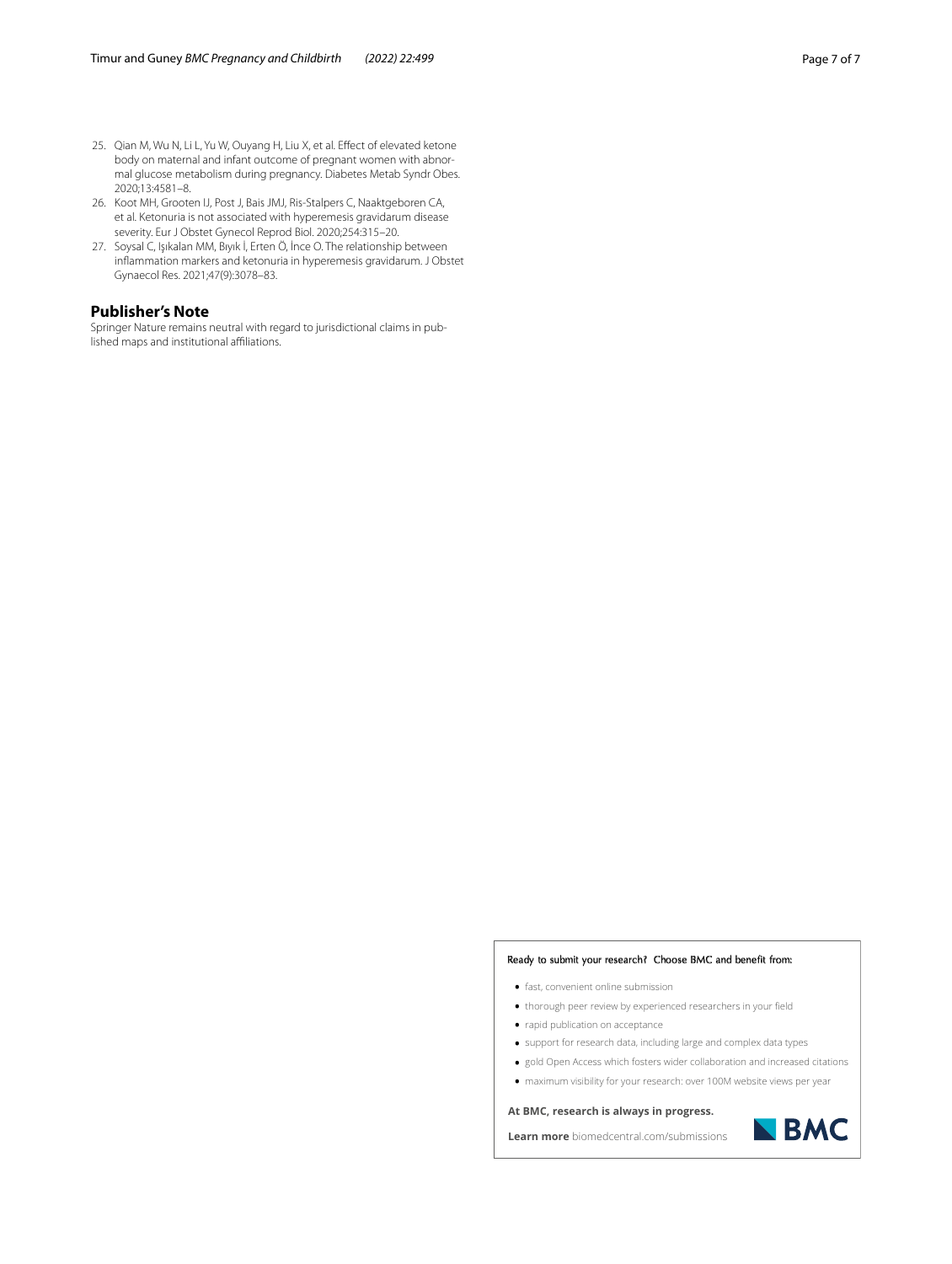25. Qian M, Wu N, Li L, Yu W, Ouyang H, Liu X, et al. Effect of elevated ketone body on maternal and infant outcome of pregnant women with abnormal glucose metabolism during pregnancy. Diabetes Metab Syndr Obes. 2020;13:4581–8.
26. Koot MH, Grooten IJ, Post J, Bais JMJ, Ris-Stalpers C, Naaktgeboren CA, et al. Ketonuria is not associated with hyperemesis gravidarum disease severity. Eur J Obstet Gynecol Reprod Biol. 2020;254:315–20.
27. Soysal C, Işıkalan MM, Bıyık İ, Erten Ö, İnce O. The relationship between inflammation markers and ketonuria in hyperemesis gravidarum. J Obstet Gynaecol Res. 2021;47(9):3078–83.

## Publisher's Note

Springer Nature remains neutral with regard to jurisdictional claims in published maps and institutional affiliations.

Ready to submit your research? Choose BMC and benefit from:

- fast, convenient online submission
- thorough peer review by experienced researchers in your field
- rapid publication on acceptance
- support for research data, including large and complex data types
- gold Open Access which fosters wider collaboration and increased citations
- maximum visibility for your research: over 100M website views per year

**At BMC, research is always in progress.**

**Learn more** biomedcentral.com/submissions

BMC